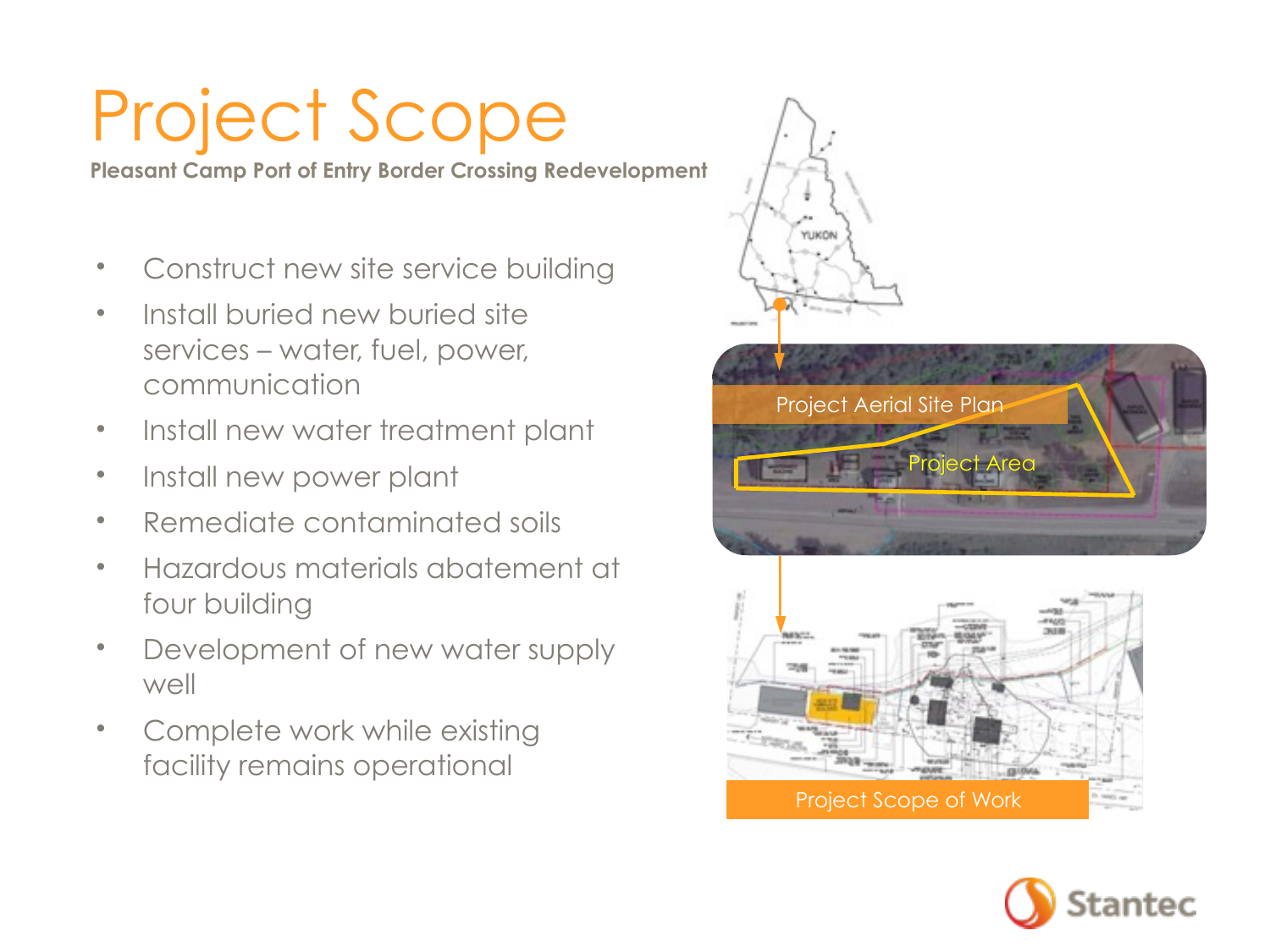# Project Scope

**Pleasant Camp Port of Entry Border Crossing Redevelopment**

- Construct new site service building
- Install buried new buried site services – water, fuel, power, communication
- Install new water treatment plant
- Install new power plant
- Remediate contaminated soils
- Hazardous materials abatement at four building
- Development of new water supply well
- Complete work while existing facility remains operational

Project Aerial Site Plan

Project Area

Project Scope of Work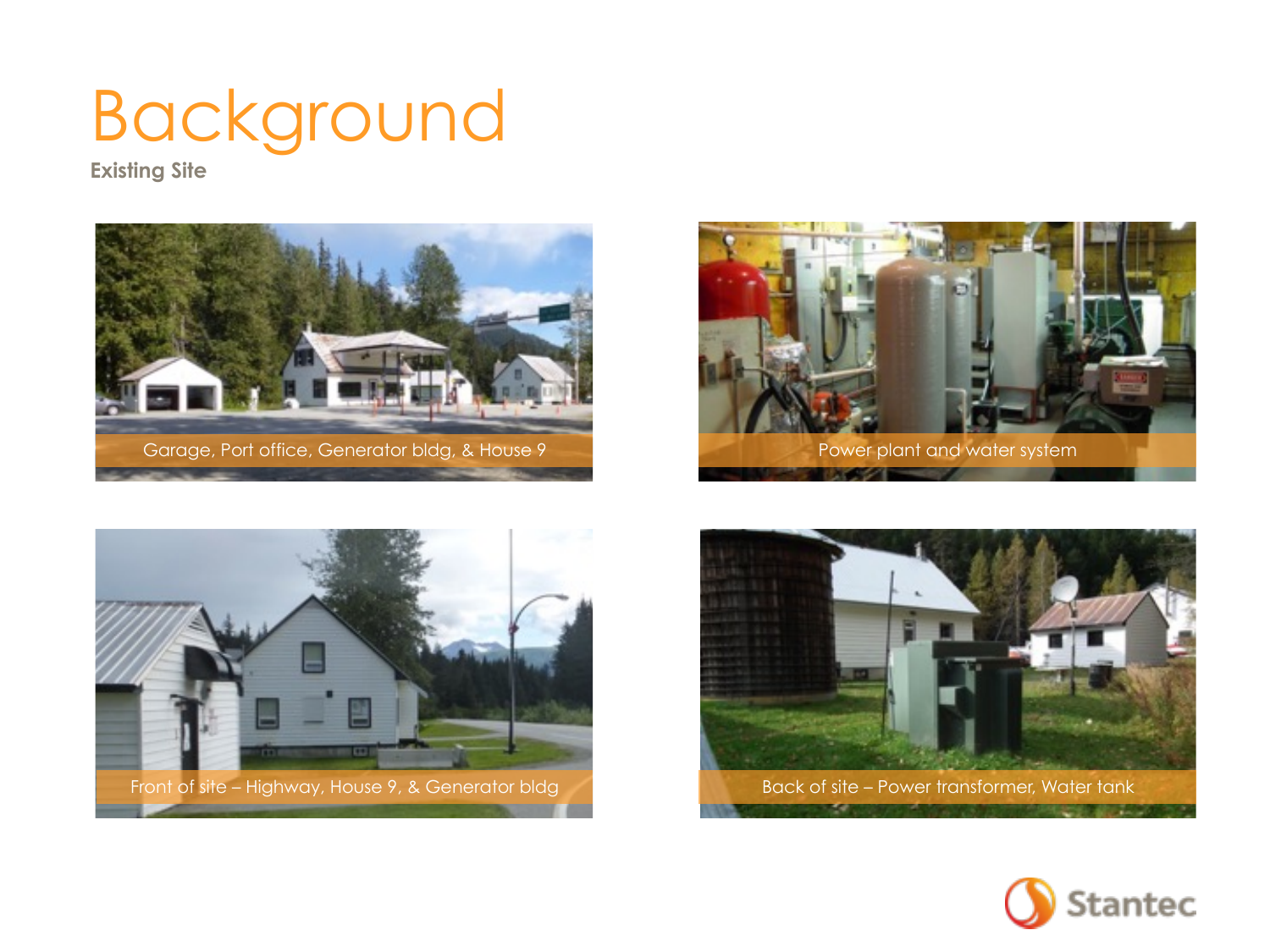# Background

**Existing Site**

Garage, Port office, Generator bldg, & House 9

Power plant and water system

Front of site – Highway, House 9, & Generator bldg

Back of site – Power transformer, Water tank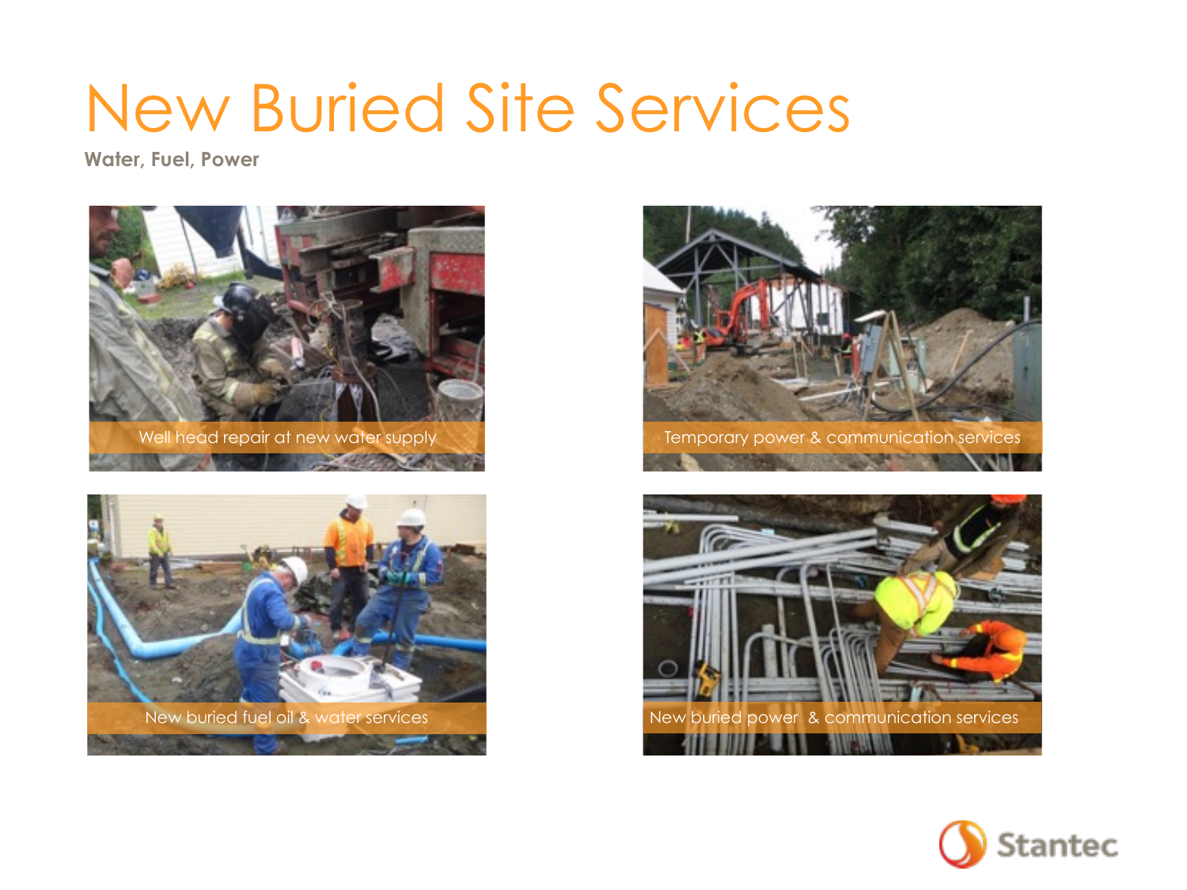# New Buried Site Services

**Water, Fuel, Power**

Well head repair at new water supply

Temporary power & communication services

New buried fuel oil & water services

New buried power & communication services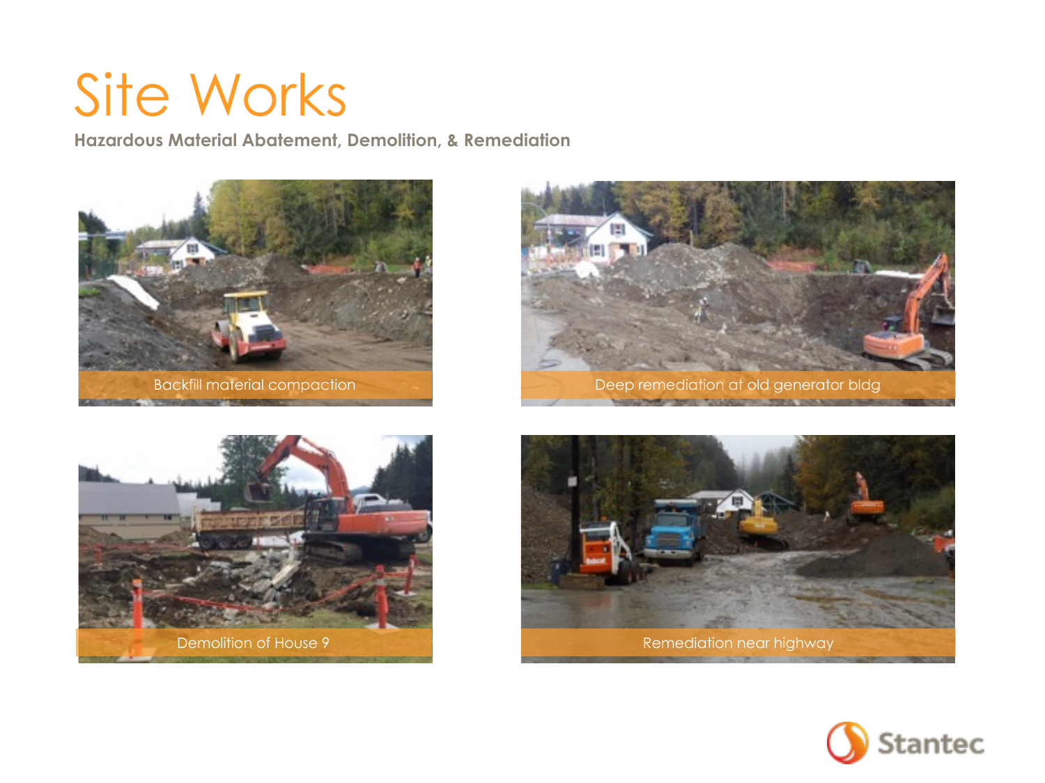# Site Works

**Hazardous Material Abatement, Demolition, & Remediation**

Backfill material compaction

Deep remediation at old generator bldg

Demolition of House 9

Remediation near highway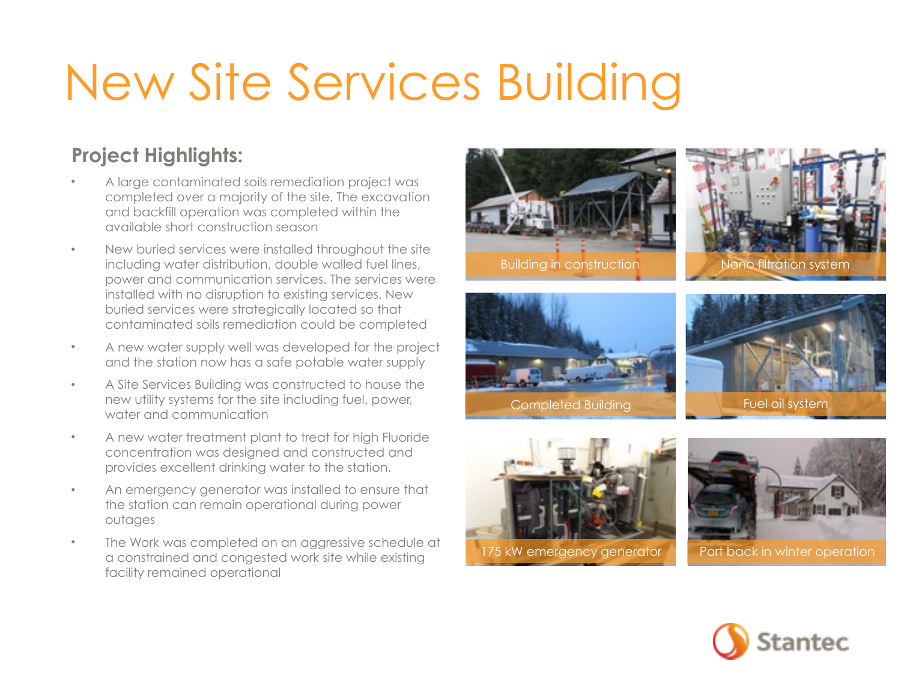# New Site Services Building

## Project Highlights:

- A large contaminated soils remediation project was completed over a majority of the site. The excavation and backfill operation was completed within the available short construction season
- New buried services were installed throughout the site including water distribution, double walled fuel lines, power and communication services. The services were installed with no disruption to existing services. New buried services were strategically located so that contaminated soils remediation could be completed
- A new water supply well was developed for the project and the station now has a safe potable water supply
- A Site Services Building was constructed to house the new utility systems for the site including fuel, power, water and communication
- A new water treatment plant to treat for high Fluoride concentration was designed and constructed and provides excellent drinking water to the station.
- An emergency generator was installed to ensure that the station can remain operational during power outages
- The Work was completed on an aggressive schedule at a constrained and congested work site while existing facility remained operational

Building in construction

Nano filtration system

Completed Building

Fuel oil system

175 kW emergency generator

Port back in winter operation